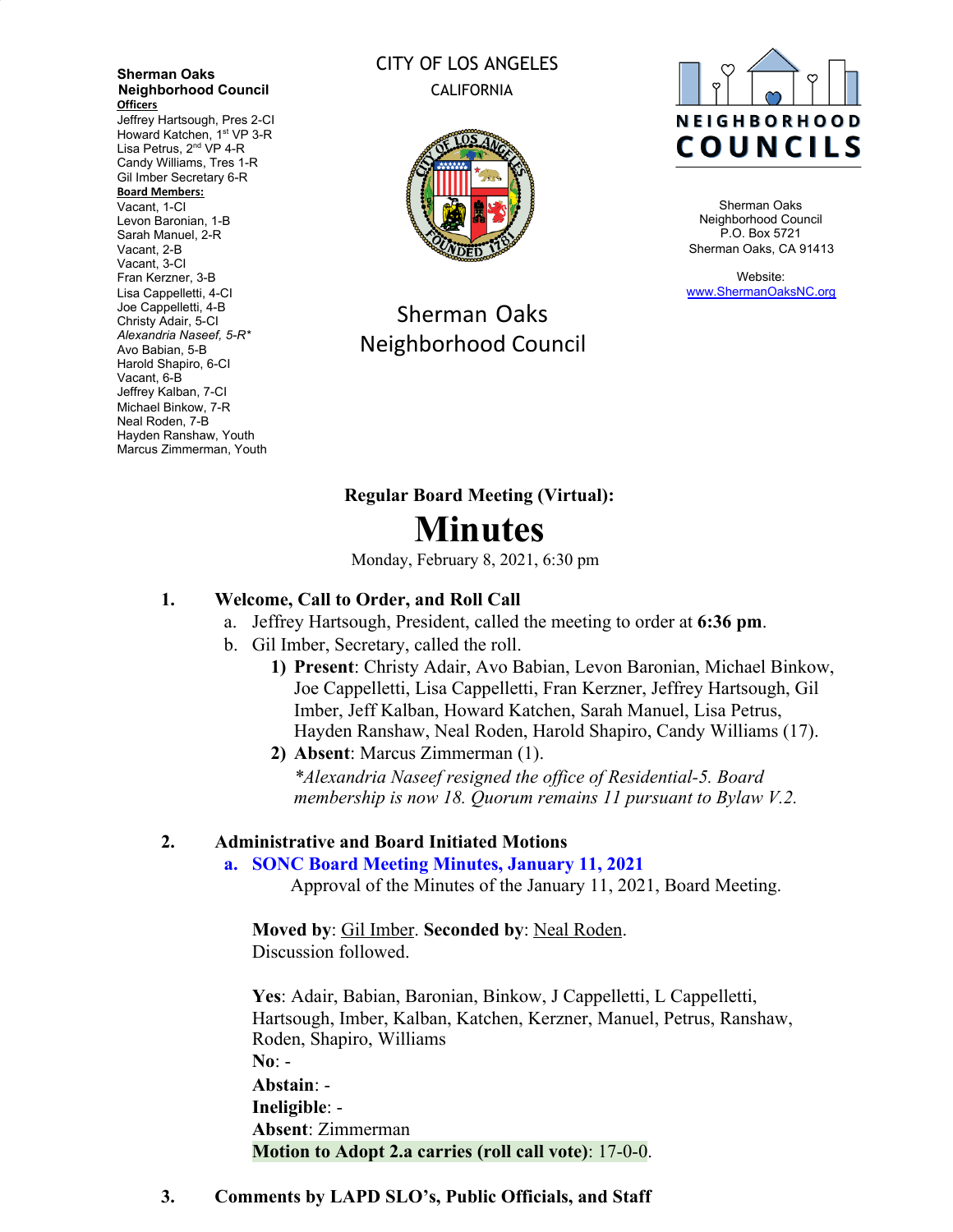**Sherman Oaks Neighborhood Council**

**Officers**

Jeffrey Hartsough, Pres 2-CI
Howard Katchen, 1st VP 3-R
Lisa Petrus, 2nd VP 4-R
Candy Williams, Tres 1-R
Gil Imber Secretary 6-R

**Board Members:**

Vacant, 1-CI
Levon Baronian, 1-B
Sarah Manuel, 2-R
Vacant, 2-B
Vacant, 3-CI
Fran Kerzner, 3-B
Lisa Cappelletti, 4-CI
Joe Cappelletti, 4-B
Christy Adair, 5-CI
*Alexandria Naseef, 5-R**
Avo Babian, 5-B
Harold Shapiro, 6-CI
Vacant, 6-B
Jeffrey Kalban, 7-CI
Michael Binkow, 7-R
Neal Roden, 7-B
Hayden Ranshaw, Youth
Marcus Zimmerman, Youth

CITY OF LOS ANGELES
CALIFORNIA

Sherman Oaks Neighborhood Council

NEIGHBORHOOD COUNCILS

Sherman Oaks
Neighborhood Council
P.O. Box 5721
Sherman Oaks, CA 91413

Website:
www.ShermanOaksNC.org

**Regular Board Meeting (Virtual):**

# Minutes

Monday, February 8, 2021, 6:30 pm

1. **Welcome, Call to Order, and Roll Call**
   a. Jeffrey Hartsough, President, called the meeting to order at **6:36 pm**.
   b. Gil Imber, Secretary, called the roll.
      1) **Present**: Christy Adair, Avo Babian, Levon Baronian, Michael Binkow, Joe Cappelletti, Lisa Cappelletti, Fran Kerzner, Jeffrey Hartsough, Gil Imber, Jeff Kalban, Howard Katchen, Sarah Manuel, Lisa Petrus, Hayden Ranshaw, Neal Roden, Harold Shapiro, Candy Williams (17).
      2) **Absent**: Marcus Zimmerman (1).

      *\*Alexandria Naseef resigned the office of Residential-5. Board membership is now 18. Quorum remains 11 pursuant to Bylaw V.2.*

2. **Administrative and Board Initiated Motions**
   a. **SONC Board Meeting Minutes, January 11, 2021**

      Approval of the Minutes of the January 11, 2021, Board Meeting.

   **Moved by**: Gil Imber. **Seconded by**: Neal Roden.
   Discussion followed.

   **Yes**: Adair, Babian, Baronian, Binkow, J Cappelletti, L Cappelletti, Hartsough, Imber, Kalban, Katchen, Kerzner, Manuel, Petrus, Ranshaw, Roden, Shapiro, Williams
   **No**: -
   **Abstain**: -
   **Ineligible**: -
   **Absent**: Zimmerman
   **Motion to Adopt 2.a carries (roll call vote)**: 17-0-0.

3. **Comments by LAPD SLO's, Public Officials, and Staff**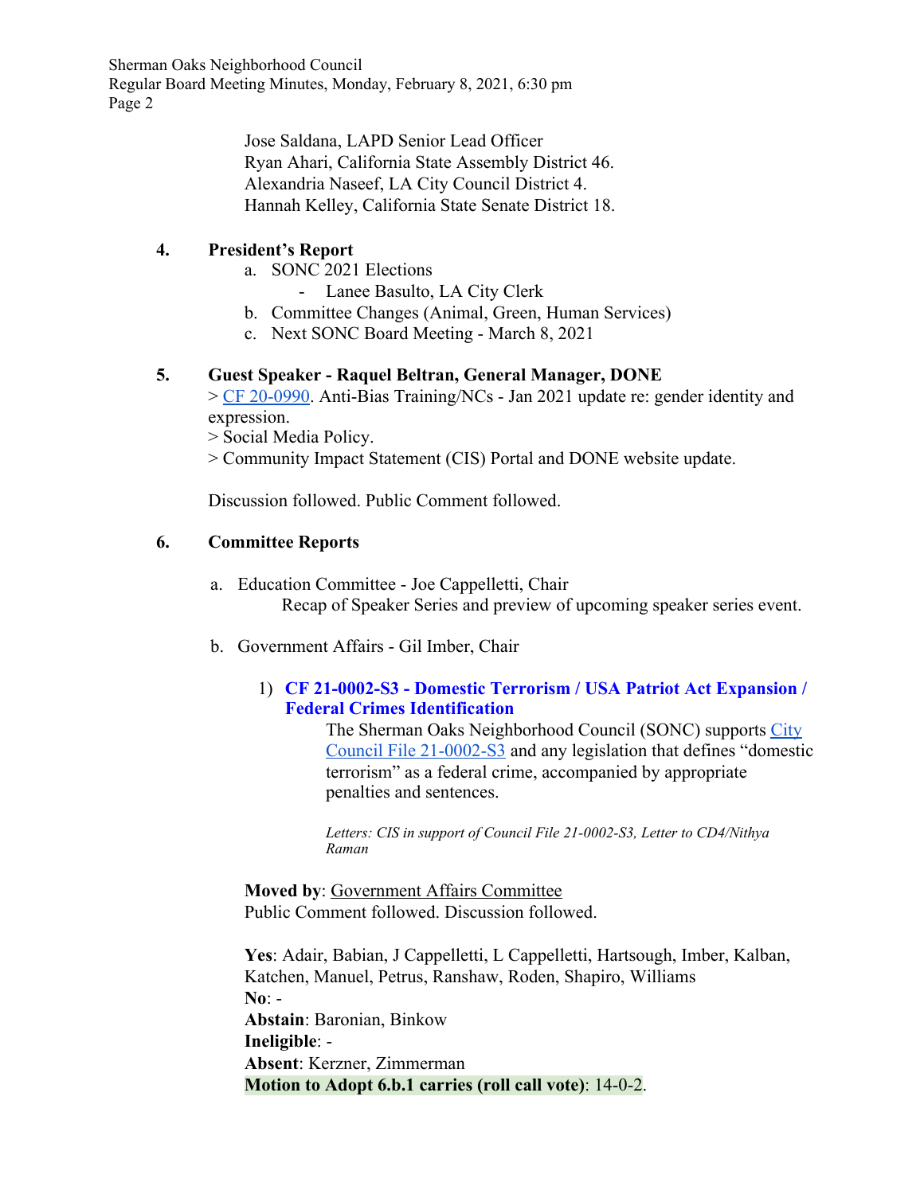Jose Saldana, LAPD Senior Lead Officer
Ryan Ahari, California State Assembly District 46.
Alexandria Naseef, LA City Council District 4.
Hannah Kelley, California State Senate District 18.

**4. President's Report**

a. SONC 2021 Elections
   - Lanee Basulto, LA City Clerk

b. Committee Changes (Animal, Green, Human Services)

c. Next SONC Board Meeting - March 8, 2021

**5. Guest Speaker - Raquel Beltran, General Manager, DONE**

> CF 20-0990. Anti-Bias Training/NCs - Jan 2021 update re: gender identity and expression.
> Social Media Policy.
> Community Impact Statement (CIS) Portal and DONE website update.

Discussion followed. Public Comment followed.

**6. Committee Reports**

a. Education Committee - Joe Cappelletti, Chair
   Recap of Speaker Series and preview of upcoming speaker series event.

b. Government Affairs - Gil Imber, Chair

1) **CF 21-0002-S3 - Domestic Terrorism / USA Patriot Act Expansion / Federal Crimes Identification**

The Sherman Oaks Neighborhood Council (SONC) supports City Council File 21-0002-S3 and any legislation that defines "domestic terrorism" as a federal crime, accompanied by appropriate penalties and sentences.

*Letters: CIS in support of Council File 21-0002-S3, Letter to CD4/Nithya Raman*

**Moved by**: Government Affairs Committee
Public Comment followed. Discussion followed.

**Yes**: Adair, Babian, J Cappelletti, L Cappelletti, Hartsough, Imber, Kalban, Katchen, Manuel, Petrus, Ranshaw, Roden, Shapiro, Williams
**No**: -
**Abstain**: Baronian, Binkow
**Ineligible**: -
**Absent**: Kerzner, Zimmerman
**Motion to Adopt 6.b.1 carries (roll call vote)**: 14-0-2.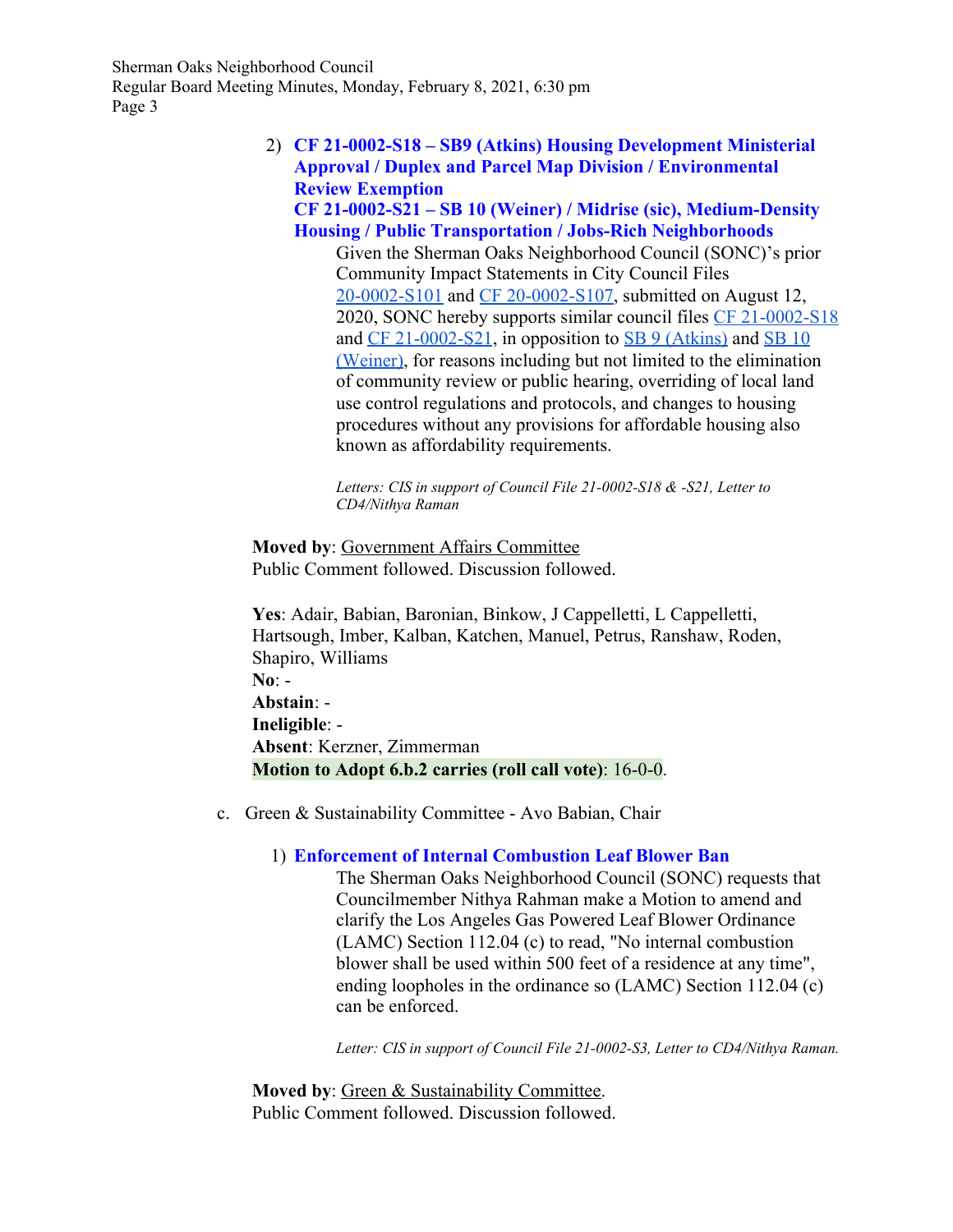2) **CF 21-0002-S18 – SB9 (Atkins) Housing Development Ministerial Approval / Duplex and Parcel Map Division / Environmental Review Exemption**
   **CF 21-0002-S21 – SB 10 (Weiner) / Midrise (sic), Medium-Density Housing / Public Transportation / Jobs-Rich Neighborhoods**

   Given the Sherman Oaks Neighborhood Council (SONC)'s prior Community Impact Statements in City Council Files 20-0002-S101 and CF 20-0002-S107, submitted on August 12, 2020, SONC hereby supports similar council files CF 21-0002-S18 and CF 21-0002-S21, in opposition to SB 9 (Atkins) and SB 10 (Weiner), for reasons including but not limited to the elimination of community review or public hearing, overriding of local land use control regulations and protocols, and changes to housing procedures without any provisions for affordable housing also known as affordability requirements.

   *Letters: CIS in support of Council File 21-0002-S18 & -S21, Letter to CD4/Nithya Raman*

**Moved by**: Government Affairs Committee
Public Comment followed. Discussion followed.

**Yes**: Adair, Babian, Baronian, Binkow, J Cappelletti, L Cappelletti, Hartsough, Imber, Kalban, Katchen, Manuel, Petrus, Ranshaw, Roden, Shapiro, Williams
**No**: -
**Abstain**: -
**Ineligible**: -
**Absent**: Kerzner, Zimmerman
**Motion to Adopt 6.b.2 carries (roll call vote)**: 16-0-0.

c. Green & Sustainability Committee - Avo Babian, Chair

1) **Enforcement of Internal Combustion Leaf Blower Ban**

   The Sherman Oaks Neighborhood Council (SONC) requests that Councilmember Nithya Rahman make a Motion to amend and clarify the Los Angeles Gas Powered Leaf Blower Ordinance (LAMC) Section 112.04 (c) to read, "No internal combustion blower shall be used within 500 feet of a residence at any time", ending loopholes in the ordinance so (LAMC) Section 112.04 (c) can be enforced.

   *Letter: CIS in support of Council File 21-0002-S3, Letter to CD4/Nithya Raman.*

**Moved by**: Green & Sustainability Committee.
Public Comment followed. Discussion followed.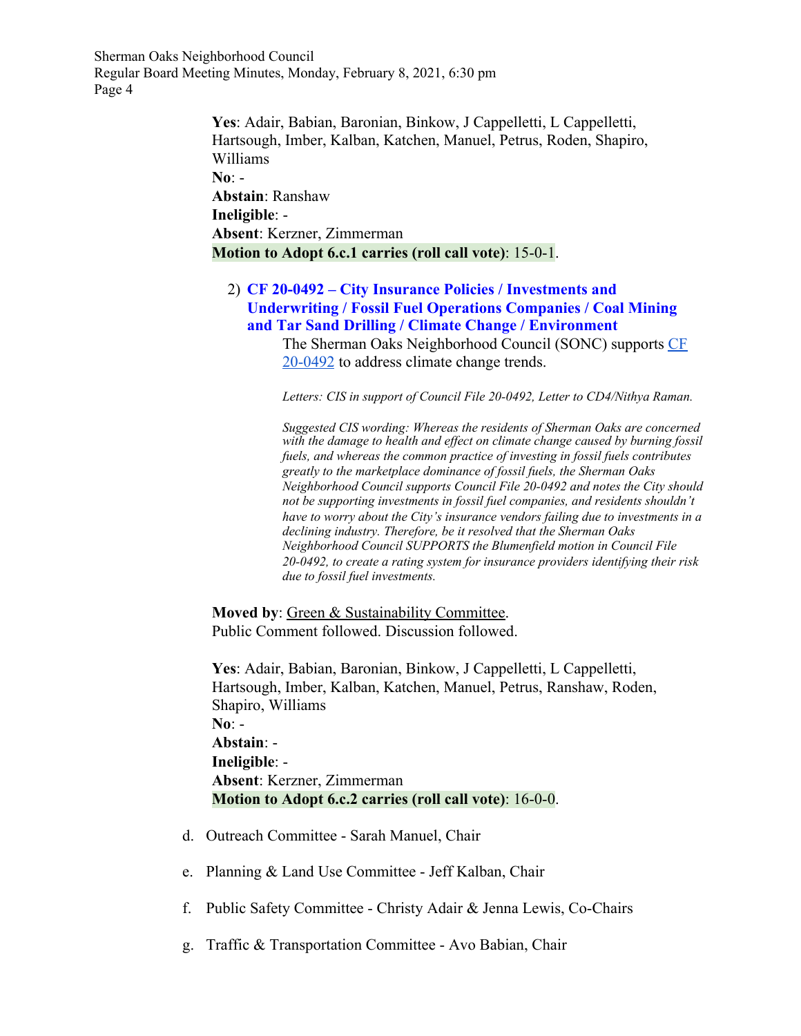**Yes**: Adair, Babian, Baronian, Binkow, J Cappelletti, L Cappelletti, Hartsough, Imber, Kalban, Katchen, Manuel, Petrus, Roden, Shapiro, Williams
**No**: -
**Abstain**: Ranshaw
**Ineligible**: -
**Absent**: Kerzner, Zimmerman
**Motion to Adopt 6.c.1 carries (roll call vote)**: 15-0-1.

2) **CF 20-0492 – City Insurance Policies / Investments and Underwriting / Fossil Fuel Operations Companies / Coal Mining and Tar Sand Drilling / Climate Change / Environment**

The Sherman Oaks Neighborhood Council (SONC) supports CF 20-0492 to address climate change trends.

*Letters: CIS in support of Council File 20-0492, Letter to CD4/Nithya Raman.*

*Suggested CIS wording: Whereas the residents of Sherman Oaks are concerned with the damage to health and effect on climate change caused by burning fossil fuels, and whereas the common practice of investing in fossil fuels contributes greatly to the marketplace dominance of fossil fuels, the Sherman Oaks Neighborhood Council supports Council File 20-0492 and notes the City should not be supporting investments in fossil fuel companies, and residents shouldn't have to worry about the City's insurance vendors failing due to investments in a declining industry. Therefore, be it resolved that the Sherman Oaks Neighborhood Council SUPPORTS the Blumenfield motion in Council File 20-0492, to create a rating system for insurance providers identifying their risk due to fossil fuel investments.*

**Moved by**: Green & Sustainability Committee.
Public Comment followed. Discussion followed.

**Yes**: Adair, Babian, Baronian, Binkow, J Cappelletti, L Cappelletti, Hartsough, Imber, Kalban, Katchen, Manuel, Petrus, Ranshaw, Roden, Shapiro, Williams
**No**: -
**Abstain**: -
**Ineligible**: -
**Absent**: Kerzner, Zimmerman
**Motion to Adopt 6.c.2 carries (roll call vote)**: 16-0-0.

d. Outreach Committee - Sarah Manuel, Chair

e. Planning & Land Use Committee - Jeff Kalban, Chair

f. Public Safety Committee - Christy Adair & Jenna Lewis, Co-Chairs

g. Traffic & Transportation Committee - Avo Babian, Chair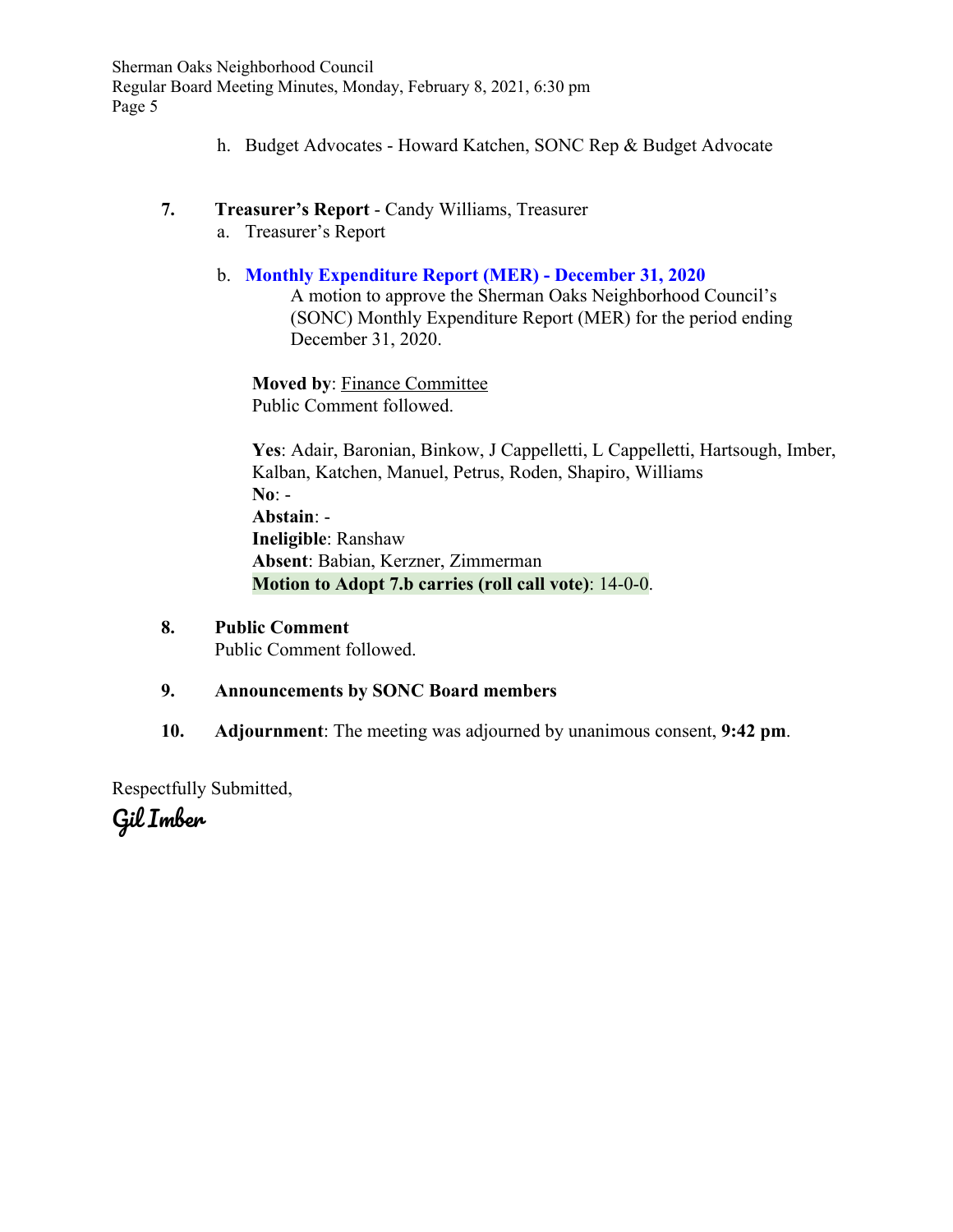h. Budget Advocates - Howard Katchen, SONC Rep & Budget Advocate

**7. Treasurer's Report** - Candy Williams, Treasurer

a. Treasurer's Report

b. **Monthly Expenditure Report (MER) - December 31, 2020**

A motion to approve the Sherman Oaks Neighborhood Council's (SONC) Monthly Expenditure Report (MER) for the period ending December 31, 2020.

**Moved by**: Finance Committee
Public Comment followed.

**Yes**: Adair, Baronian, Binkow, J Cappelletti, L Cappelletti, Hartsough, Imber, Kalban, Katchen, Manuel, Petrus, Roden, Shapiro, Williams
**No**: -
**Abstain**: -
**Ineligible**: Ranshaw
**Absent**: Babian, Kerzner, Zimmerman
**Motion to Adopt 7.b carries (roll call vote)**: 14-0-0.

**8. Public Comment**
Public Comment followed.

**9. Announcements by SONC Board members**

**10. Adjournment**: The meeting was adjourned by unanimous consent, **9:42 pm**.

Respectfully Submitted,

Gil Imber